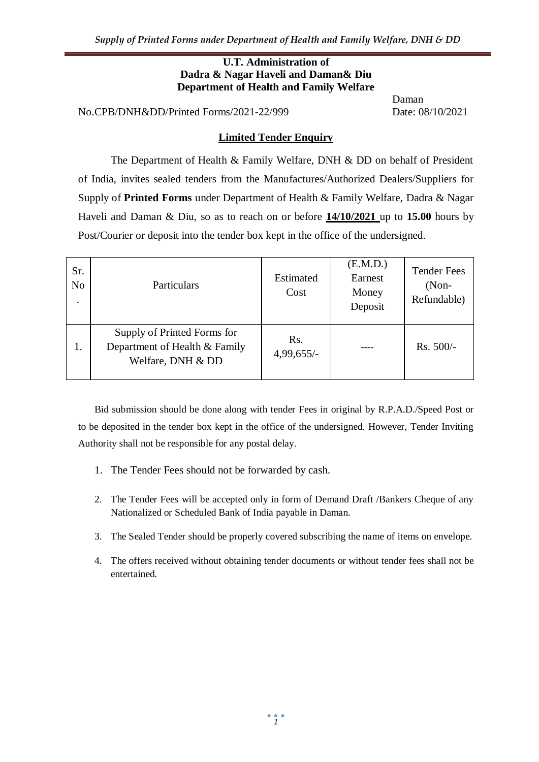**U.T. Administration of**
**Dadra & Nagar Haveli and Daman& Diu**
**Department of Health and Family Welfare**

Daman

No.CPB/DNH&DD/Printed Forms/2021-22/999 Date: 08/10/2021

## Limited Tender Enquiry

The Department of Health & Family Welfare, DNH & DD on behalf of President of India, invites sealed tenders from the Manufactures/Authorized Dealers/Suppliers for Supply of **Printed Forms** under Department of Health & Family Welfare, Dadra & Nagar Haveli and Daman & Diu, so as to reach on or before **14/10/2021** up to **15.00** hours by Post/Courier or deposit into the tender box kept in the office of the undersigned.

| Sr. No. | Particulars | Estimated Cost | (E.M.D.) Earnest Money Deposit | Tender Fees (Non-Refundable) |
|---|---|---|---|---|
| 1. | Supply of Printed Forms for Department of Health & Family Welfare, DNH & DD | Rs. 4,99,655/- | ---- | Rs. 500/- |

Bid submission should be done along with tender Fees in original by R.P.A.D./Speed Post or to be deposited in the tender box kept in the office of the undersigned. However, Tender Inviting Authority shall not be responsible for any postal delay.

1. The Tender Fees should not be forwarded by cash.
2. The Tender Fees will be accepted only in form of Demand Draft /Bankers Cheque of any Nationalized or Scheduled Bank of India payable in Daman.
3. The Sealed Tender should be properly covered subscribing the name of items on envelope.
4. The offers received without obtaining tender documents or without tender fees shall not be entertained.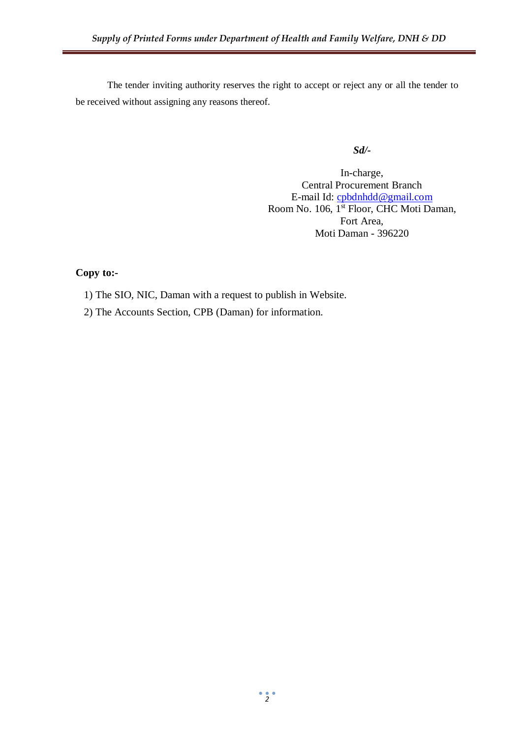The tender inviting authority reserves the right to accept or reject any or all the tender to be received without assigning any reasons thereof.

***Sd/-***

In-charge,
Central Procurement Branch
E-mail Id: cpbdnhdd@gmail.com
Room No. 106, 1st Floor, CHC Moti Daman,
Fort Area,
Moti Daman - 396220

**Copy to:-**

1) The SIO, NIC, Daman with a request to publish in Website.
2) The Accounts Section, CPB (Daman) for information.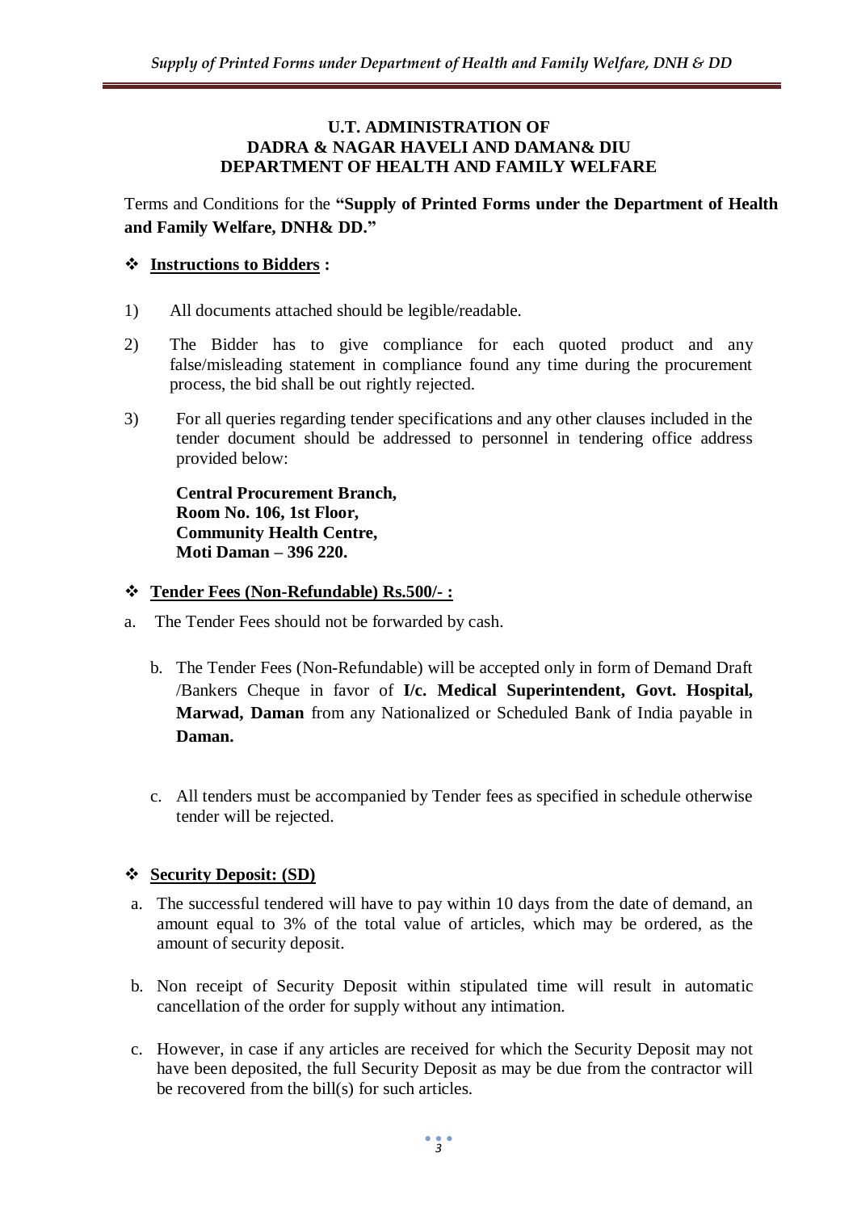**U.T. ADMINISTRATION OF**
**DADRA & NAGAR HAVELI AND DAMAN& DIU**
**DEPARTMENT OF HEALTH AND FAMILY WELFARE**

Terms and Conditions for the **"Supply of Printed Forms under the Department of Health and Family Welfare, DNH& DD."**

- **Instructions to Bidders :**

1) All documents attached should be legible/readable.
2) The Bidder has to give compliance for each quoted product and any false/misleading statement in compliance found any time during the procurement process, the bid shall be out rightly rejected.
3) For all queries regarding tender specifications and any other clauses included in the tender document should be addressed to personnel in tendering office address provided below:

   **Central Procurement Branch,**
   **Room No. 106, 1st Floor,**
   **Community Health Centre,**
   **Moti Daman – 396 220.**

- **Tender Fees (Non-Refundable) Rs.500/- :**

a. The Tender Fees should not be forwarded by cash.

b. The Tender Fees (Non-Refundable) will be accepted only in form of Demand Draft /Bankers Cheque in favor of **I/c. Medical Superintendent, Govt. Hospital, Marwad, Daman** from any Nationalized or Scheduled Bank of India payable in **Daman.**

c. All tenders must be accompanied by Tender fees as specified in schedule otherwise tender will be rejected.

- **Security Deposit: (SD)**

a. The successful tendered will have to pay within 10 days from the date of demand, an amount equal to 3% of the total value of articles, which may be ordered, as the amount of security deposit.

b. Non receipt of Security Deposit within stipulated time will result in automatic cancellation of the order for supply without any intimation.

c. However, in case if any articles are received for which the Security Deposit may not have been deposited, the full Security Deposit as may be due from the contractor will be recovered from the bill(s) for such articles.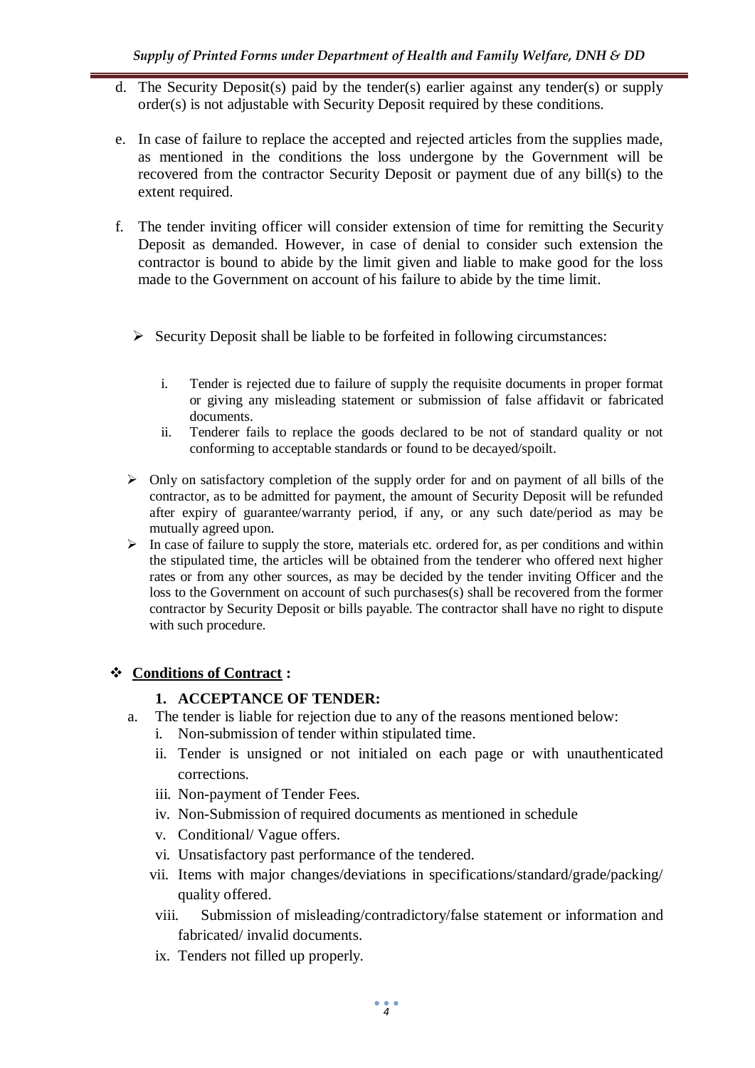d. The Security Deposit(s) paid by the tender(s) earlier against any tender(s) or supply order(s) is not adjustable with Security Deposit required by these conditions.

e. In case of failure to replace the accepted and rejected articles from the supplies made, as mentioned in the conditions the loss undergone by the Government will be recovered from the contractor Security Deposit or payment due of any bill(s) to the extent required.

f. The tender inviting officer will consider extension of time for remitting the Security Deposit as demanded. However, in case of denial to consider such extension the contractor is bound to abide by the limit given and liable to make good for the loss made to the Government on account of his failure to abide by the time limit.

- Security Deposit shall be liable to be forfeited in following circumstances:

  i. Tender is rejected due to failure of supply the requisite documents in proper format or giving any misleading statement or submission of false affidavit or fabricated documents.
  ii. Tenderer fails to replace the goods declared to be not of standard quality or not conforming to acceptable standards or found to be decayed/spoilt.

- Only on satisfactory completion of the supply order for and on payment of all bills of the contractor, as to be admitted for payment, the amount of Security Deposit will be refunded after expiry of guarantee/warranty period, if any, or any such date/period as may be mutually agreed upon.
- In case of failure to supply the store, materials etc. ordered for, as per conditions and within the stipulated time, the articles will be obtained from the tenderer who offered next higher rates or from any other sources, as may be decided by the tender inviting Officer and the loss to the Government on account of such purchases(s) shall be recovered from the former contractor by Security Deposit or bills payable. The contractor shall have no right to dispute with such procedure.

- **<u>Conditions of Contract</u> :**

### 1. ACCEPTANCE OF TENDER:

a. The tender is liable for rejection due to any of the reasons mentioned below:
   i. Non-submission of tender within stipulated time.
   ii. Tender is unsigned or not initialed on each page or with unauthenticated corrections.
   iii. Non-payment of Tender Fees.
   iv. Non-Submission of required documents as mentioned in schedule
   v. Conditional/ Vague offers.
   vi. Unsatisfactory past performance of the tendered.
   vii. Items with major changes/deviations in specifications/standard/grade/packing/ quality offered.
   viii. Submission of misleading/contradictory/false statement or information and fabricated/ invalid documents.
   ix. Tenders not filled up properly.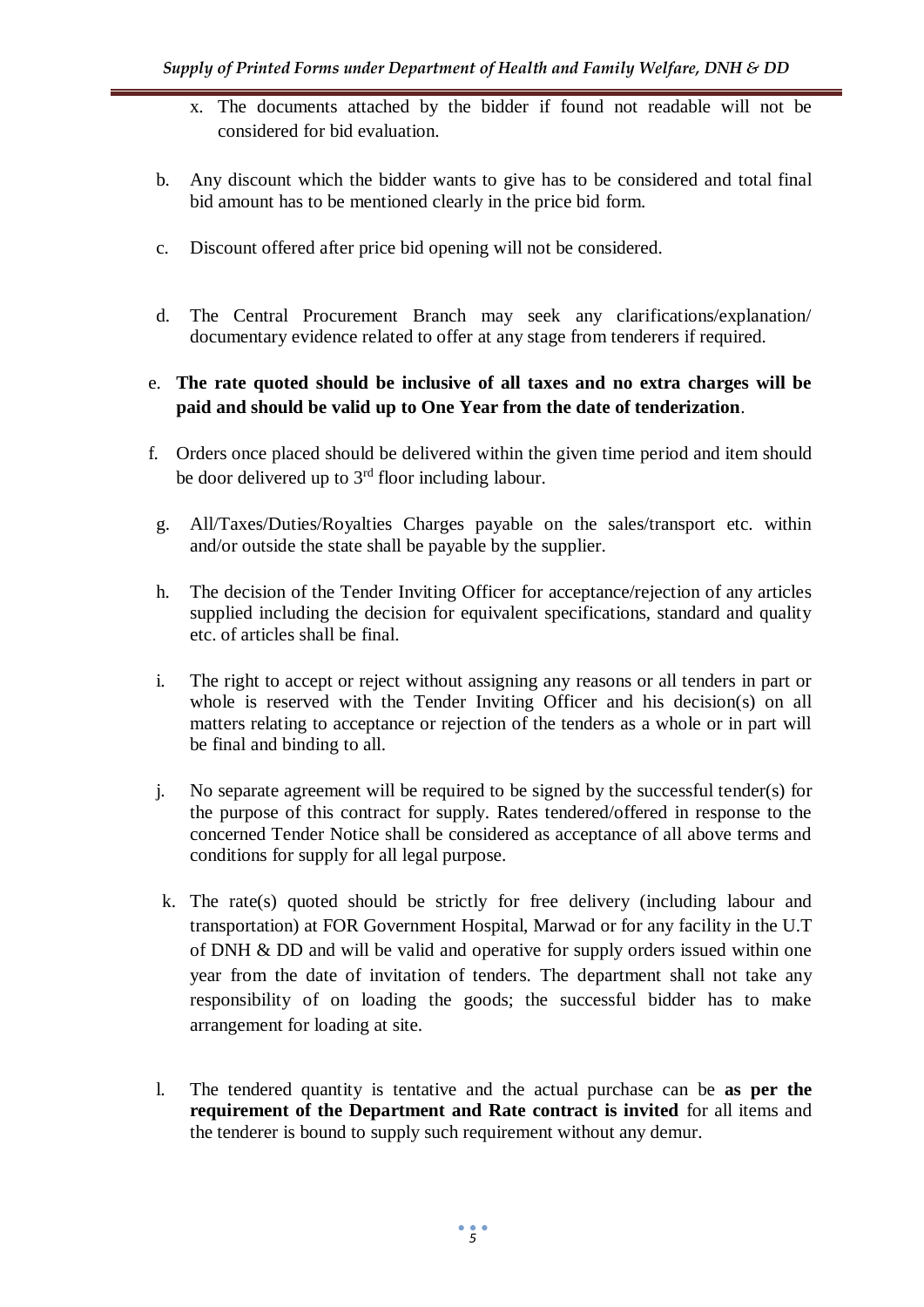x. The documents attached by the bidder if found not readable will not be considered for bid evaluation.

b. Any discount which the bidder wants to give has to be considered and total final bid amount has to be mentioned clearly in the price bid form.

c. Discount offered after price bid opening will not be considered.

d. The Central Procurement Branch may seek any clarifications/explanation/ documentary evidence related to offer at any stage from tenderers if required.

e. **The rate quoted should be inclusive of all taxes and no extra charges will be paid and should be valid up to One Year from the date of tenderization**.

f. Orders once placed should be delivered within the given time period and item should be door delivered up to 3rd floor including labour.

g. All/Taxes/Duties/Royalties Charges payable on the sales/transport etc. within and/or outside the state shall be payable by the supplier.

h. The decision of the Tender Inviting Officer for acceptance/rejection of any articles supplied including the decision for equivalent specifications, standard and quality etc. of articles shall be final.

i. The right to accept or reject without assigning any reasons or all tenders in part or whole is reserved with the Tender Inviting Officer and his decision(s) on all matters relating to acceptance or rejection of the tenders as a whole or in part will be final and binding to all.

j. No separate agreement will be required to be signed by the successful tender(s) for the purpose of this contract for supply. Rates tendered/offered in response to the concerned Tender Notice shall be considered as acceptance of all above terms and conditions for supply for all legal purpose.

k. The rate(s) quoted should be strictly for free delivery (including labour and transportation) at FOR Government Hospital, Marwad or for any facility in the U.T of DNH & DD and will be valid and operative for supply orders issued within one year from the date of invitation of tenders. The department shall not take any responsibility of on loading the goods; the successful bidder has to make arrangement for loading at site.

l. The tendered quantity is tentative and the actual purchase can be **as per the requirement of the Department and Rate contract is invited** for all items and the tenderer is bound to supply such requirement without any demur.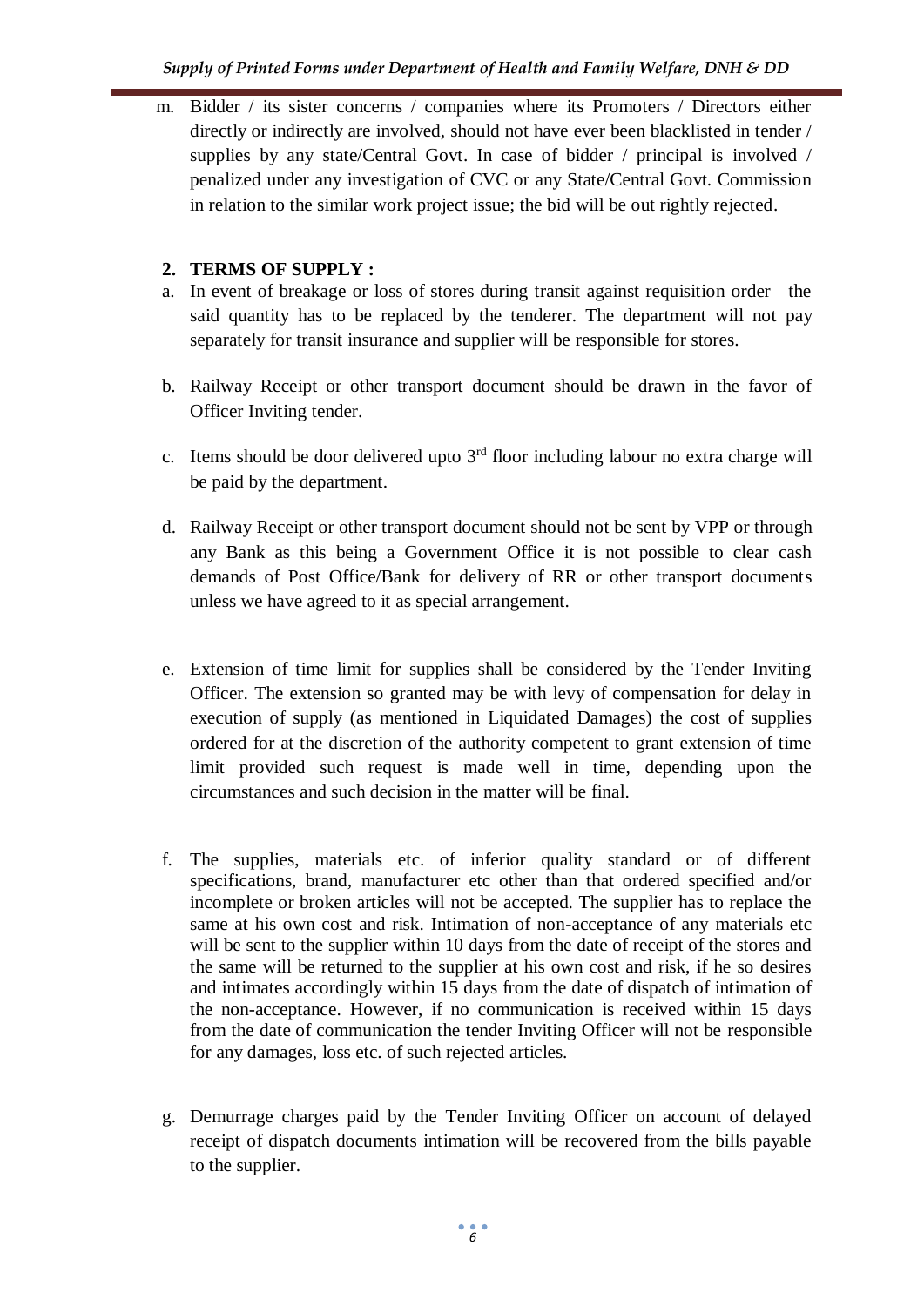m. Bidder / its sister concerns / companies where its Promoters / Directors either directly or indirectly are involved, should not have ever been blacklisted in tender / supplies by any state/Central Govt. In case of bidder / principal is involved / penalized under any investigation of CVC or any State/Central Govt. Commission in relation to the similar work project issue; the bid will be out rightly rejected.

## 2. TERMS OF SUPPLY :

a. In event of breakage or loss of stores during transit against requisition order the said quantity has to be replaced by the tenderer. The department will not pay separately for transit insurance and supplier will be responsible for stores.

b. Railway Receipt or other transport document should be drawn in the favor of Officer Inviting tender.

c. Items should be door delivered upto 3rd floor including labour no extra charge will be paid by the department.

d. Railway Receipt or other transport document should not be sent by VPP or through any Bank as this being a Government Office it is not possible to clear cash demands of Post Office/Bank for delivery of RR or other transport documents unless we have agreed to it as special arrangement.

e. Extension of time limit for supplies shall be considered by the Tender Inviting Officer. The extension so granted may be with levy of compensation for delay in execution of supply (as mentioned in Liquidated Damages) the cost of supplies ordered for at the discretion of the authority competent to grant extension of time limit provided such request is made well in time, depending upon the circumstances and such decision in the matter will be final.

f. The supplies, materials etc. of inferior quality standard or of different specifications, brand, manufacturer etc other than that ordered specified and/or incomplete or broken articles will not be accepted. The supplier has to replace the same at his own cost and risk. Intimation of non-acceptance of any materials etc will be sent to the supplier within 10 days from the date of receipt of the stores and the same will be returned to the supplier at his own cost and risk, if he so desires and intimates accordingly within 15 days from the date of dispatch of intimation of the non-acceptance. However, if no communication is received within 15 days from the date of communication the tender Inviting Officer will not be responsible for any damages, loss etc. of such rejected articles.

g. Demurrage charges paid by the Tender Inviting Officer on account of delayed receipt of dispatch documents intimation will be recovered from the bills payable to the supplier.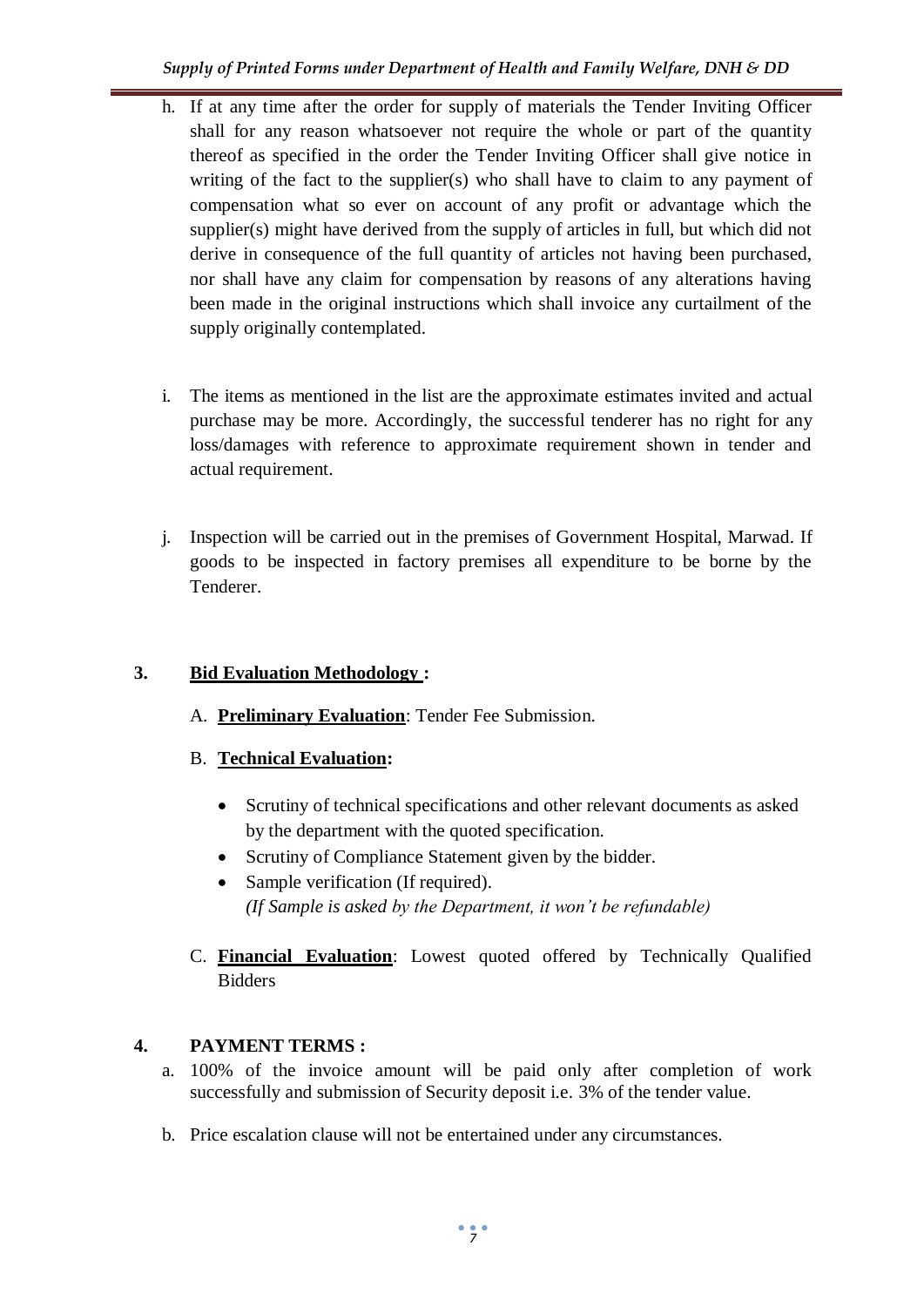h. If at any time after the order for supply of materials the Tender Inviting Officer shall for any reason whatsoever not require the whole or part of the quantity thereof as specified in the order the Tender Inviting Officer shall give notice in writing of the fact to the supplier(s) who shall have to claim to any payment of compensation what so ever on account of any profit or advantage which the supplier(s) might have derived from the supply of articles in full, but which did not derive in consequence of the full quantity of articles not having been purchased, nor shall have any claim for compensation by reasons of any alterations having been made in the original instructions which shall invoice any curtailment of the supply originally contemplated.

i. The items as mentioned in the list are the approximate estimates invited and actual purchase may be more. Accordingly, the successful tenderer has no right for any loss/damages with reference to approximate requirement shown in tender and actual requirement.

j. Inspection will be carried out in the premises of Government Hospital, Marwad. If goods to be inspected in factory premises all expenditure to be borne by the Tenderer.

## 3. Bid Evaluation Methodology :

A. **Preliminary Evaluation**: Tender Fee Submission.

B. **Technical Evaluation:**

- Scrutiny of technical specifications and other relevant documents as asked by the department with the quoted specification.
- Scrutiny of Compliance Statement given by the bidder.
- Sample verification (If required).
  *(If Sample is asked by the Department, it won't be refundable)*

C. **Financial Evaluation**: Lowest quoted offered by Technically Qualified Bidders

## 4. PAYMENT TERMS :

a. 100% of the invoice amount will be paid only after completion of work successfully and submission of Security deposit i.e. 3% of the tender value.

b. Price escalation clause will not be entertained under any circumstances.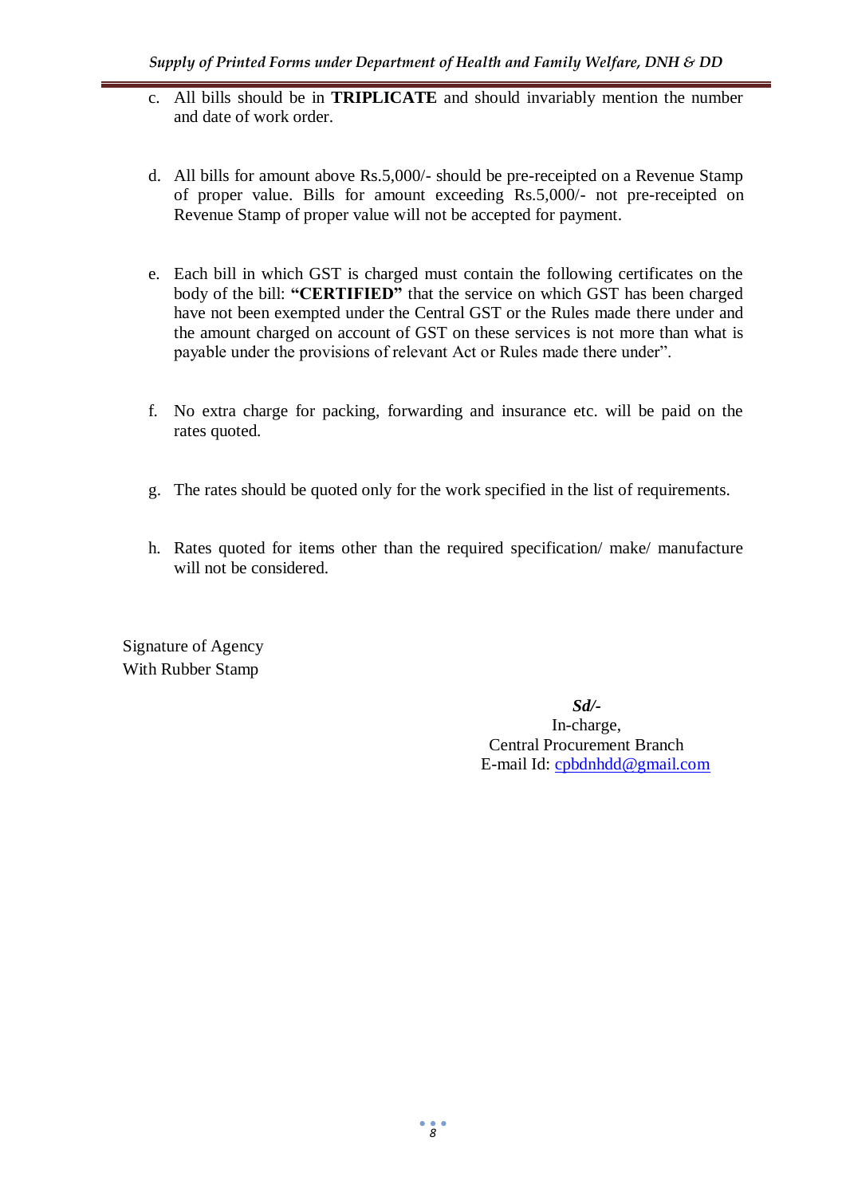c. All bills should be in **TRIPLICATE** and should invariably mention the number and date of work order.

d. All bills for amount above Rs.5,000/- should be pre-receipted on a Revenue Stamp of proper value. Bills for amount exceeding Rs.5,000/- not pre-receipted on Revenue Stamp of proper value will not be accepted for payment.

e. Each bill in which GST is charged must contain the following certificates on the body of the bill: **"CERTIFIED"** that the service on which GST has been charged have not been exempted under the Central GST or the Rules made there under and the amount charged on account of GST on these services is not more than what is payable under the provisions of relevant Act or Rules made there under".

f. No extra charge for packing, forwarding and insurance etc. will be paid on the rates quoted.

g. The rates should be quoted only for the work specified in the list of requirements.

h. Rates quoted for items other than the required specification/ make/ manufacture will not be considered.

Signature of Agency
With Rubber Stamp

***Sd/-***
In-charge,
Central Procurement Branch
E-mail Id: cpbdnhdd@gmail.com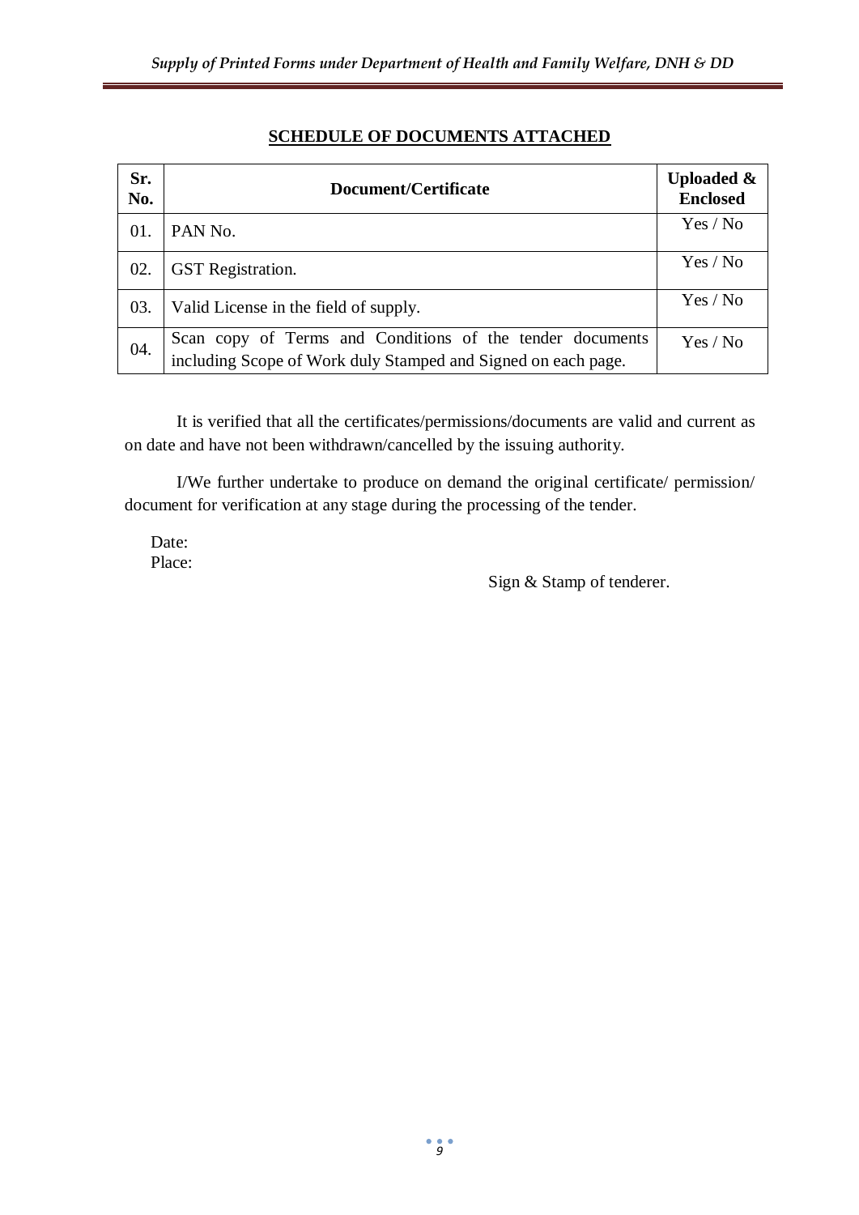## SCHEDULE OF DOCUMENTS ATTACHED

| Sr. No. | Document/Certificate | Uploaded & Enclosed |
|---|---|---|
| 01. | PAN No. | Yes / No |
| 02. | GST Registration. | Yes / No |
| 03. | Valid License in the field of supply. | Yes / No |
| 04. | Scan copy of Terms and Conditions of the tender documents including Scope of Work duly Stamped and Signed on each page. | Yes / No |

It is verified that all the certificates/permissions/documents are valid and current as on date and have not been withdrawn/cancelled by the issuing authority.

I/We further undertake to produce on demand the original certificate/ permission/ document for verification at any stage during the processing of the tender.

Date:
Place:

Sign & Stamp of tenderer.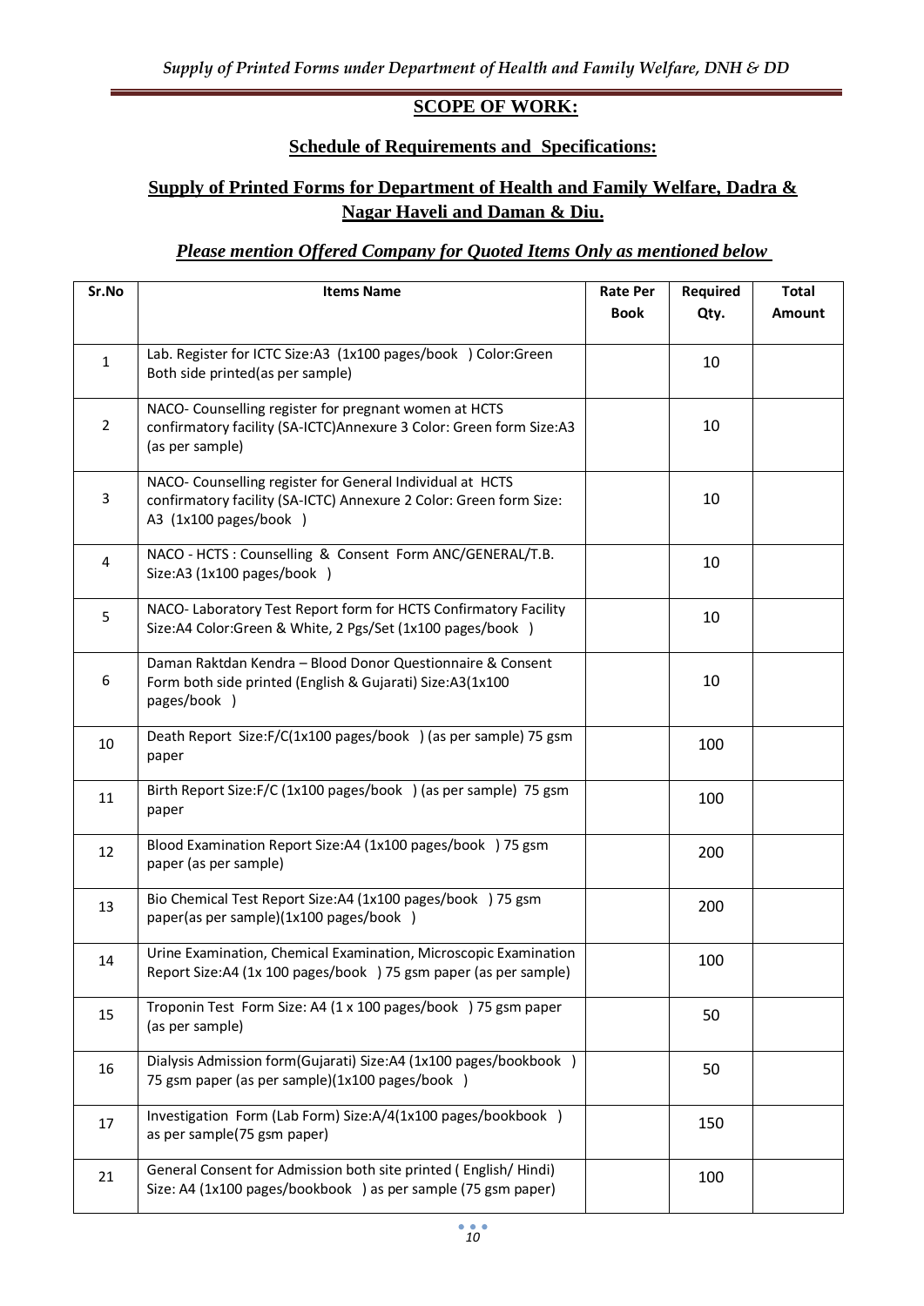## SCOPE OF WORK:

### Schedule of Requirements and Specifications:

### Supply of Printed Forms for Department of Health and Family Welfare, Dadra & Nagar Haveli and Daman & Diu.

***Please mention Offered Company for Quoted Items Only as mentioned below***

| Sr.No | Items Name | Rate Per Book | Required Qty. | Total Amount |
|---|---|---|---|---|
| 1 | Lab. Register for ICTC Size:A3 (1x100 pages/book ) Color:Green Both side printed(as per sample) | | 10 | |
| 2 | NACO- Counselling register for pregnant women at HCTS confirmatory facility (SA-ICTC)Annexure 3 Color: Green form Size:A3 (as per sample) | | 10 | |
| 3 | NACO- Counselling register for General Individual at HCTS confirmatory facility (SA-ICTC) Annexure 2 Color: Green form Size: A3 (1x100 pages/book ) | | 10 | |
| 4 | NACO - HCTS : Counselling & Consent Form ANC/GENERAL/T.B. Size:A3 (1x100 pages/book ) | | 10 | |
| 5 | NACO- Laboratory Test Report form for HCTS Confirmatory Facility Size:A4 Color:Green & White, 2 Pgs/Set (1x100 pages/book ) | | 10 | |
| 6 | Daman Raktdan Kendra – Blood Donor Questionnaire & Consent Form both side printed (English & Gujarati) Size:A3(1x100 pages/book ) | | 10 | |
| 10 | Death Report Size:F/C(1x100 pages/book ) (as per sample) 75 gsm paper | | 100 | |
| 11 | Birth Report Size:F/C (1x100 pages/book ) (as per sample) 75 gsm paper | | 100 | |
| 12 | Blood Examination Report Size:A4 (1x100 pages/book ) 75 gsm paper (as per sample) | | 200 | |
| 13 | Bio Chemical Test Report Size:A4 (1x100 pages/book ) 75 gsm paper(as per sample)(1x100 pages/book ) | | 200 | |
| 14 | Urine Examination, Chemical Examination, Microscopic Examination Report Size:A4 (1x 100 pages/book ) 75 gsm paper (as per sample) | | 100 | |
| 15 | Troponin Test Form Size: A4 (1 x 100 pages/book ) 75 gsm paper (as per sample) | | 50 | |
| 16 | Dialysis Admission form(Gujarati) Size:A4 (1x100 pages/bookbook ) 75 gsm paper (as per sample)(1x100 pages/book ) | | 50 | |
| 17 | Investigation Form (Lab Form) Size:A/4(1x100 pages/bookbook ) as per sample(75 gsm paper) | | 150 | |
| 21 | General Consent for Admission both site printed ( English/ Hindi) Size: A4 (1x100 pages/bookbook ) as per sample (75 gsm paper) | | 100 | |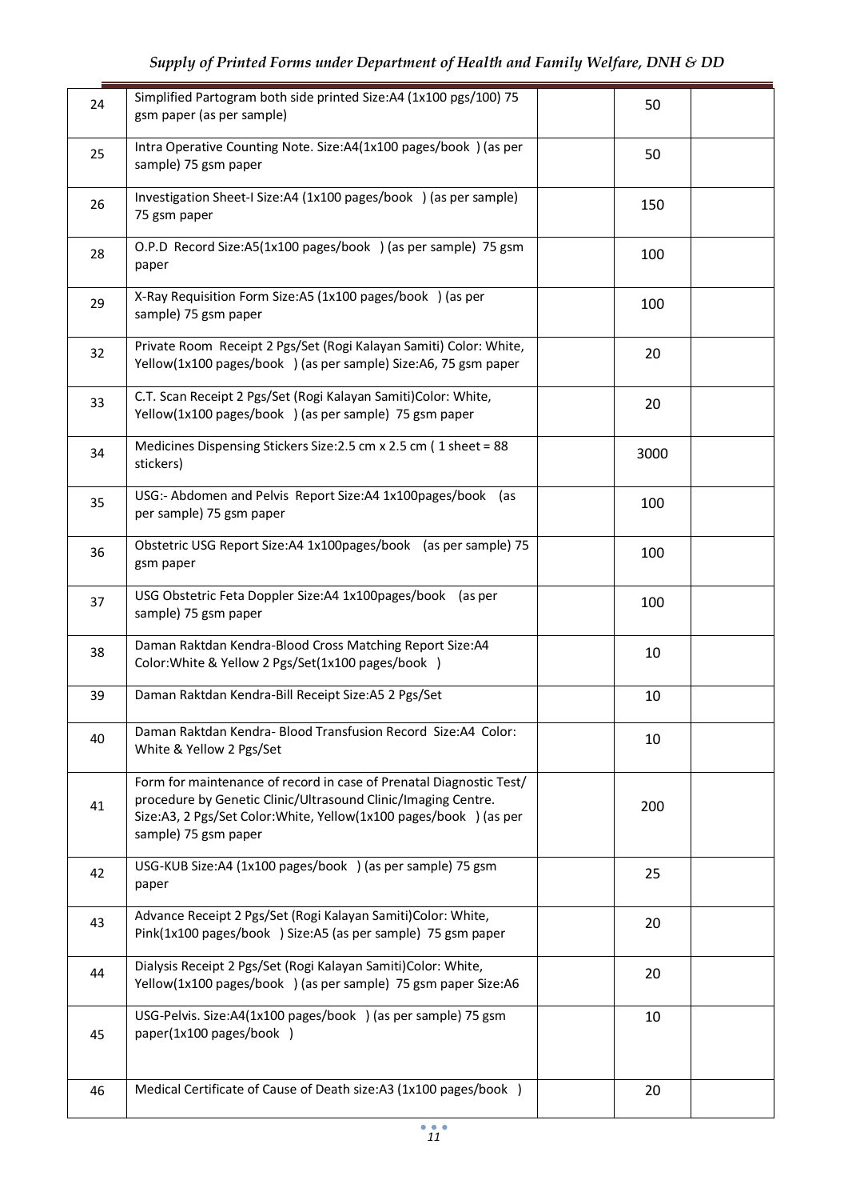| | | | | |
|---|---|---|---|---|
| 24 | Simplified Partogram both side printed Size:A4 (1x100 pgs/100) 75 gsm paper (as per sample) | | 50 | |
| 25 | Intra Operative Counting Note. Size:A4(1x100 pages/book ) (as per sample) 75 gsm paper | | 50 | |
| 26 | Investigation Sheet-I Size:A4 (1x100 pages/book ) (as per sample) 75 gsm paper | | 150 | |
| 28 | O.P.D Record Size:A5(1x100 pages/book ) (as per sample) 75 gsm paper | | 100 | |
| 29 | X-Ray Requisition Form Size:A5 (1x100 pages/book ) (as per sample) 75 gsm paper | | 100 | |
| 32 | Private Room Receipt 2 Pgs/Set (Rogi Kalayan Samiti) Color: White, Yellow(1x100 pages/book ) (as per sample) Size:A6, 75 gsm paper | | 20 | |
| 33 | C.T. Scan Receipt 2 Pgs/Set (Rogi Kalayan Samiti)Color: White, Yellow(1x100 pages/book ) (as per sample) 75 gsm paper | | 20 | |
| 34 | Medicines Dispensing Stickers Size:2.5 cm x 2.5 cm ( 1 sheet = 88 stickers) | | 3000 | |
| 35 | USG:- Abdomen and Pelvis Report Size:A4 1x100pages/book (as per sample) 75 gsm paper | | 100 | |
| 36 | Obstetric USG Report Size:A4 1x100pages/book (as per sample) 75 gsm paper | | 100 | |
| 37 | USG Obstetric Feta Doppler Size:A4 1x100pages/book (as per sample) 75 gsm paper | | 100 | |
| 38 | Daman Raktdan Kendra-Blood Cross Matching Report Size:A4 Color:White & Yellow 2 Pgs/Set(1x100 pages/book ) | | 10 | |
| 39 | Daman Raktdan Kendra-Bill Receipt Size:A5 2 Pgs/Set | | 10 | |
| 40 | Daman Raktdan Kendra- Blood Transfusion Record Size:A4 Color: White & Yellow 2 Pgs/Set | | 10 | |
| 41 | Form for maintenance of record in case of Prenatal Diagnostic Test/ procedure by Genetic Clinic/Ultrasound Clinic/Imaging Centre. Size:A3, 2 Pgs/Set Color:White, Yellow(1x100 pages/book ) (as per sample) 75 gsm paper | | 200 | |
| 42 | USG-KUB Size:A4 (1x100 pages/book ) (as per sample) 75 gsm paper | | 25 | |
| 43 | Advance Receipt 2 Pgs/Set (Rogi Kalayan Samiti)Color: White, Pink(1x100 pages/book ) Size:A5 (as per sample) 75 gsm paper | | 20 | |
| 44 | Dialysis Receipt 2 Pgs/Set (Rogi Kalayan Samiti)Color: White, Yellow(1x100 pages/book ) (as per sample) 75 gsm paper Size:A6 | | 20 | |
| 45 | USG-Pelvis. Size:A4(1x100 pages/book ) (as per sample) 75 gsm paper(1x100 pages/book ) | | 10 | |
| 46 | Medical Certificate of Cause of Death size:A3 (1x100 pages/book ) | | 20 | |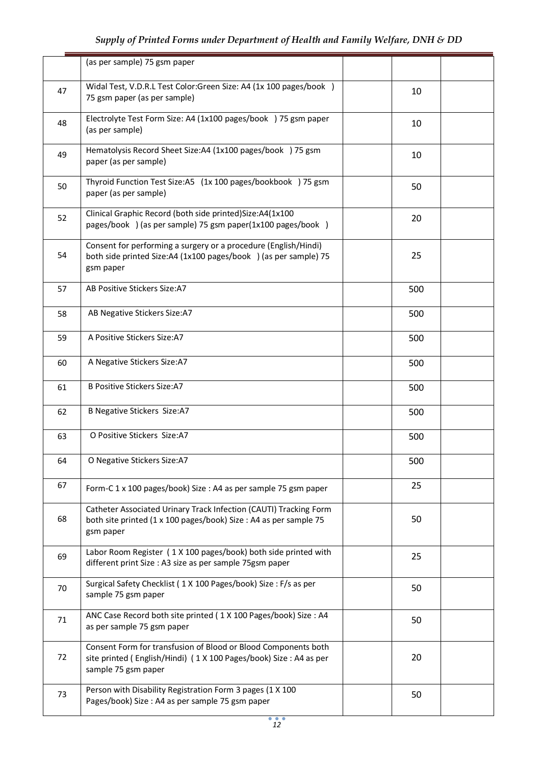| | | | | |
|---|---|---|---|---|
| | (as per sample) 75 gsm paper | | | |
| 47 | Widal Test, V.D.R.L Test Color:Green Size: A4 (1x 100 pages/book ) 75 gsm paper (as per sample) | | 10 | |
| 48 | Electrolyte Test Form Size: A4 (1x100 pages/book ) 75 gsm paper (as per sample) | | 10 | |
| 49 | Hematolysis Record Sheet Size:A4 (1x100 pages/book ) 75 gsm paper (as per sample) | | 10 | |
| 50 | Thyroid Function Test Size:A5 (1x 100 pages/bookbook ) 75 gsm paper (as per sample) | | 50 | |
| 52 | Clinical Graphic Record (both side printed)Size:A4(1x100 pages/book ) (as per sample) 75 gsm paper(1x100 pages/book ) | | 20 | |
| 54 | Consent for performing a surgery or a procedure (English/Hindi) both side printed Size:A4 (1x100 pages/book ) (as per sample) 75 gsm paper | | 25 | |
| 57 | AB Positive Stickers Size:A7 | | 500 | |
| 58 | AB Negative Stickers Size:A7 | | 500 | |
| 59 | A Positive Stickers Size:A7 | | 500 | |
| 60 | A Negative Stickers Size:A7 | | 500 | |
| 61 | B Positive Stickers Size:A7 | | 500 | |
| 62 | B Negative Stickers Size:A7 | | 500 | |
| 63 | O Positive Stickers Size:A7 | | 500 | |
| 64 | O Negative Stickers Size:A7 | | 500 | |
| 67 | Form-C 1 x 100 pages/book) Size : A4 as per sample 75 gsm paper | | 25 | |
| 68 | Catheter Associated Urinary Track Infection (CAUTI) Tracking Form both site printed (1 x 100 pages/book) Size : A4 as per sample 75 gsm paper | | 50 | |
| 69 | Labor Room Register ( 1 X 100 pages/book) both side printed with different print Size : A3 size as per sample 75gsm paper | | 25 | |
| 70 | Surgical Safety Checklist ( 1 X 100 Pages/book) Size : F/s as per sample 75 gsm paper | | 50 | |
| 71 | ANC Case Record both site printed ( 1 X 100 Pages/book) Size : A4 as per sample 75 gsm paper | | 50 | |
| 72 | Consent Form for transfusion of Blood or Blood Components both site printed ( English/Hindi) ( 1 X 100 Pages/book) Size : A4 as per sample 75 gsm paper | | 20 | |
| 73 | Person with Disability Registration Form 3 pages (1 X 100 Pages/book) Size : A4 as per sample 75 gsm paper | | 50 | |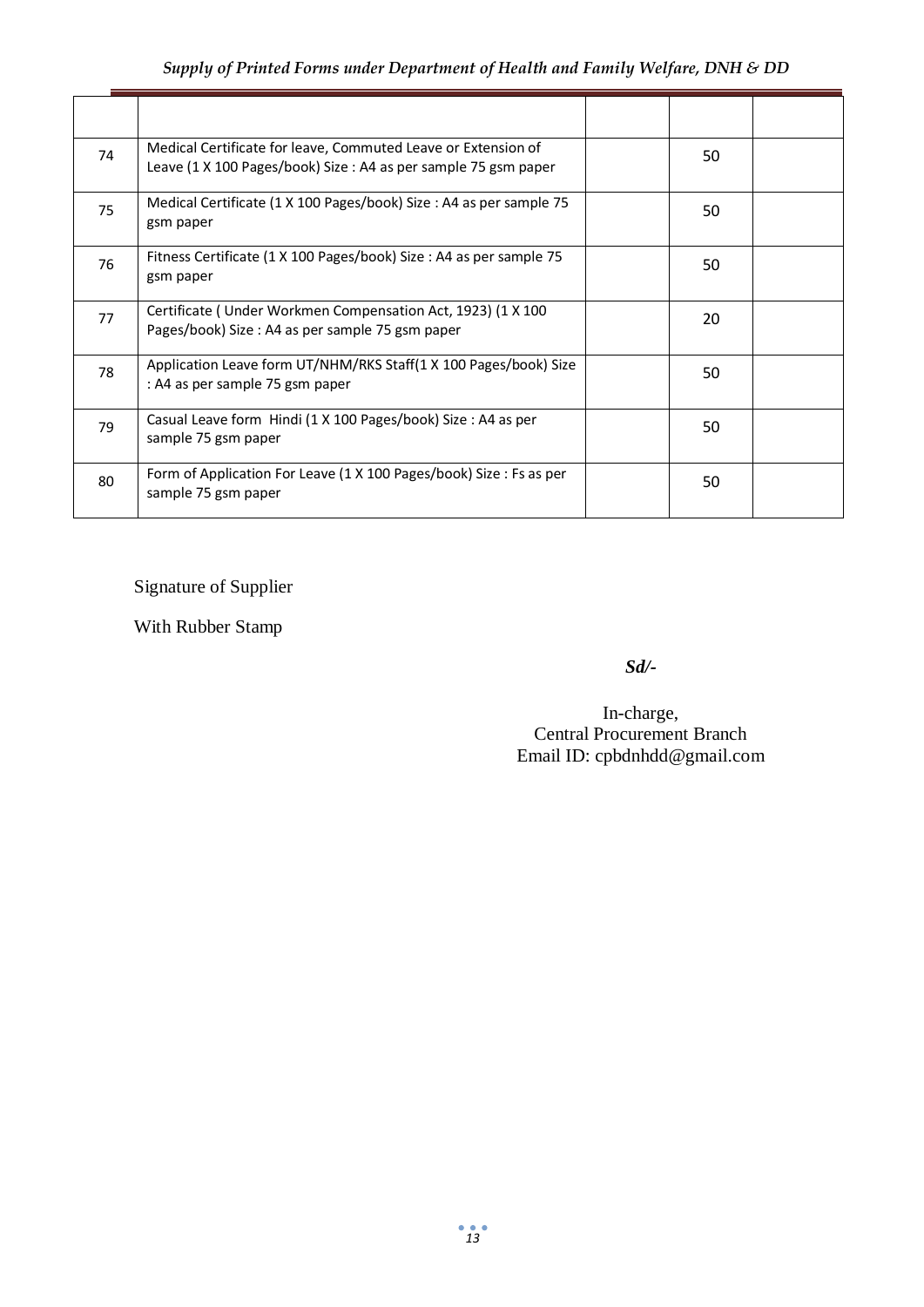| | | | | |
|---|---|---|---|---|
| 74 | Medical Certificate for leave, Commuted Leave or Extension of Leave (1 X 100 Pages/book) Size : A4 as per sample 75 gsm paper | | 50 | |
| 75 | Medical Certificate (1 X 100 Pages/book) Size : A4 as per sample 75 gsm paper | | 50 | |
| 76 | Fitness Certificate (1 X 100 Pages/book) Size : A4 as per sample 75 gsm paper | | 50 | |
| 77 | Certificate ( Under Workmen Compensation Act, 1923) (1 X 100 Pages/book) Size : A4 as per sample 75 gsm paper | | 20 | |
| 78 | Application Leave form UT/NHM/RKS Staff(1 X 100 Pages/book) Size : A4 as per sample 75 gsm paper | | 50 | |
| 79 | Casual Leave form Hindi (1 X 100 Pages/book) Size : A4 as per sample 75 gsm paper | | 50 | |
| 80 | Form of Application For Leave (1 X 100 Pages/book) Size : Fs as per sample 75 gsm paper | | 50 | |

Signature of Supplier

With Rubber Stamp

***Sd/-***

In-charge,
Central Procurement Branch
Email ID: cpbdnhdd@gmail.com